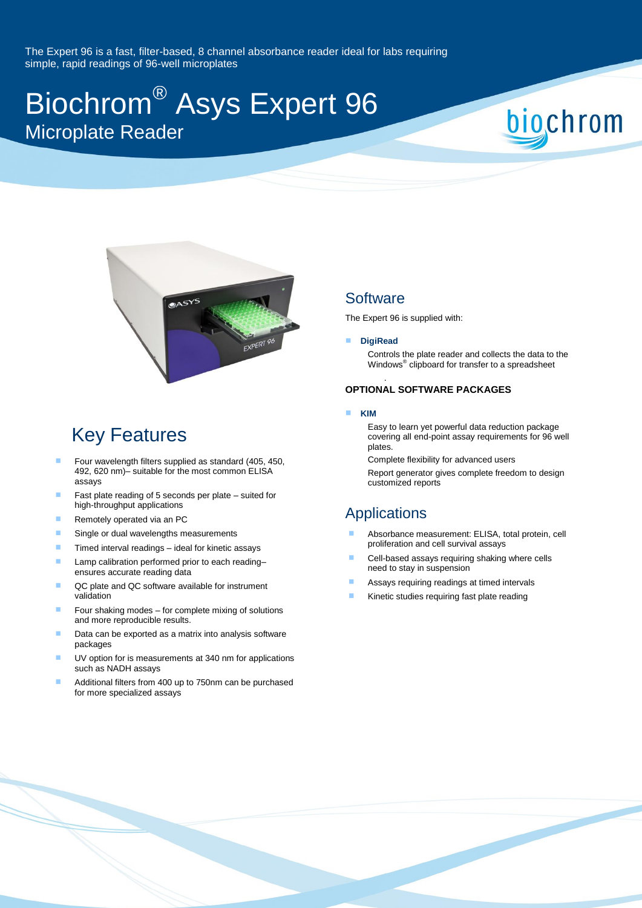The Expert 96 is a fast, filter-based, 8 channel absorbance reader ideal for labs requiring simple, rapid readings of 96-well microplates

# Biochrom® Asys Expert 96

## Microplate Reader

## Key Features

- Four wavelength filters supplied as standard (405, 450, 492, 620 nm)– suitable for the most common ELISA assays
- Fast plate reading of 5 seconds per plate – suited for high-throughput applications
- Remotely operated via an PC
- Single or dual wavelengths measurements
- Timed interval readings – ideal for kinetic assays
- Lamp calibration performed prior to each reading– ensures accurate reading data
- QC plate and QC software available for instrument validation
- Four shaking modes – for complete mixing of solutions and more reproducible results.
- Data can be exported as a matrix into analysis software packages
- UV option for is measurements at 340 nm for applications such as NADH assays
- Additional filters from 400 up to 750nm can be purchased for more specialized assays

## Software

The Expert 96 is supplied with:

- **DigiRead**

  Controls the plate reader and collects the data to the Windows® clipboard for transfer to a spreadsheet

**OPTIONAL SOFTWARE PACKAGES**

- **KIM**

  Easy to learn yet powerful data reduction package covering all end-point assay requirements for 96 well plates.

  Complete flexibility for advanced users

  Report generator gives complete freedom to design customized reports

## Applications

- Absorbance measurement: ELISA, total protein, cell proliferation and cell survival assays
- Cell-based assays requiring shaking where cells need to stay in suspension
- Assays requiring readings at timed intervals
- Kinetic studies requiring fast plate reading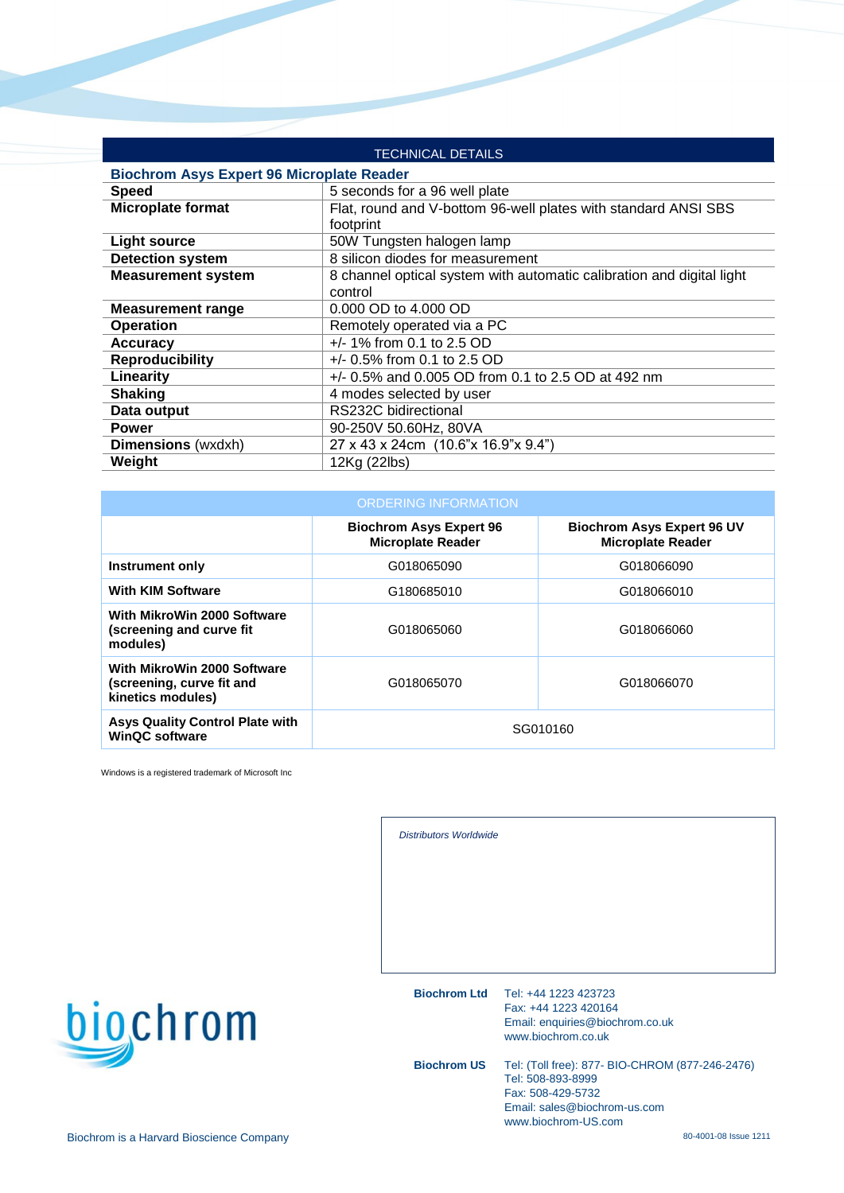## TECHNICAL DETAILS

### Biochrom Asys Expert 96 Microplate Reader

| | |
|---|---|
| **Speed** | 5 seconds for a 96 well plate |
| **Microplate format** | Flat, round and V-bottom 96-well plates with standard ANSI SBS footprint |
| **Light source** | 50W Tungsten halogen lamp |
| **Detection system** | 8 silicon diodes for measurement |
| **Measurement system** | 8 channel optical system with automatic calibration and digital light control |
| **Measurement range** | 0.000 OD to 4.000 OD |
| **Operation** | Remotely operated via a PC |
| **Accuracy** | +/- 1% from 0.1 to 2.5 OD |
| **Reproducibility** | +/- 0.5% from 0.1 to 2.5 OD |
| **Linearity** | +/- 0.5% and 0.005 OD from 0.1 to 2.5 OD at 492 nm |
| **Shaking** | 4 modes selected by user |
| **Data output** | RS232C bidirectional |
| **Power** | 90-250V 50.60Hz, 80VA |
| **Dimensions** (wxdxh) | 27 x 43 x 24cm (10.6"x 16.9"x 9.4") |
| **Weight** | 12Kg (22lbs) |

## ORDERING INFORMATION

| | **Biochrom Asys Expert 96 Microplate Reader** | **Biochrom Asys Expert 96 UV Microplate Reader** |
|---|---|---|
| **Instrument only** | G018065090 | G018066090 |
| **With KIM Software** | G180685010 | G018066010 |
| **With MikroWin 2000 Software (screening and curve fit modules)** | G018065060 | G018066060 |
| **With MikroWin 2000 Software (screening, curve fit and kinetics modules)** | G018065070 | G018066070 |
| **Asys Quality Control Plate with WinQC software** | SG010160 | |

Windows is a registered trademark of Microsoft Inc

*Distributors Worldwide*

biochrom

**Biochrom Ltd**
Tel: +44 1223 423723
Fax: +44 1223 420164
Email: enquiries@biochrom.co.uk
www.biochrom.co.uk

**Biochrom US**
Tel: (Toll free): 877- BIO-CHROM (877-246-2476)
Tel: 508-893-8999
Fax: 508-429-5732
Email: sales@biochrom-us.com
www.biochrom-US.com

Biochrom is a Harvard Bioscience Company

80-4001-08 Issue 1211